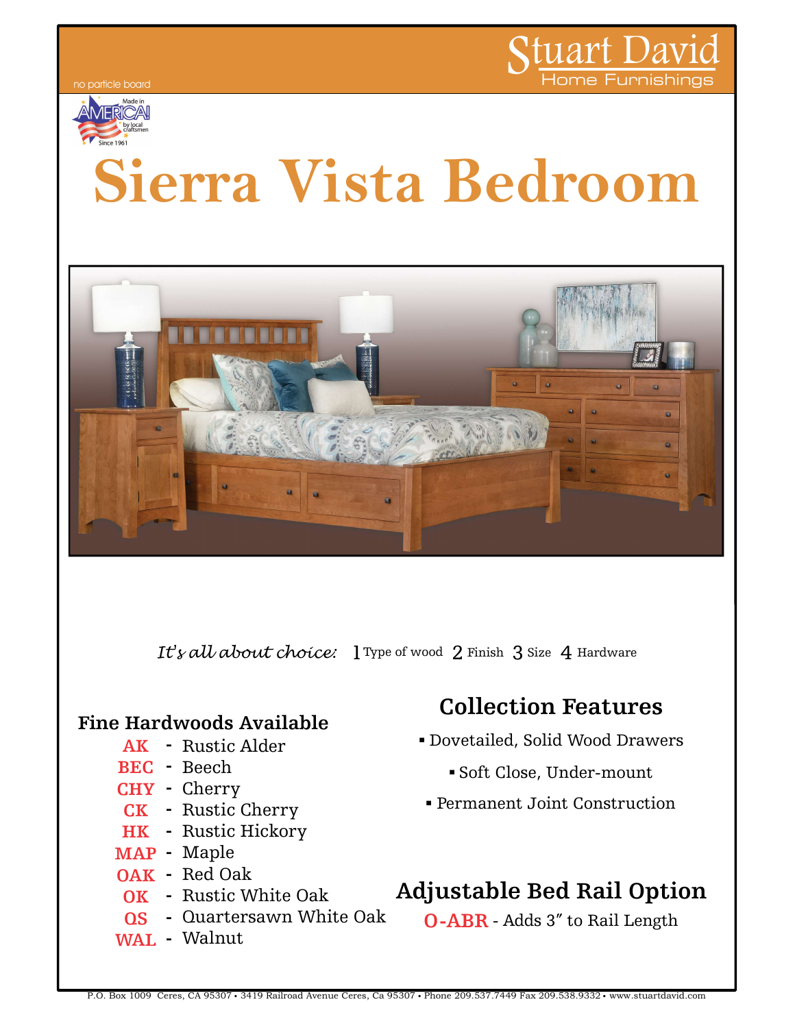no particle board

Stuart David
Home Furnishings

Made in AMERICA! by local craftsmen Since 1961

# Sierra Vista Bedroom

*It's all about choice:* 1 Type of wood 2 Finish 3 Size 4 Hardware

## Fine Hardwoods Available

- **AK** - Rustic Alder
- **BEC** - Beech
- **CHY** - Cherry
- **CK** - Rustic Cherry
- **HK** - Rustic Hickory
- **MAP** - Maple
- **OAK** - Red Oak
- **OK** - Rustic White Oak
- **QS** - Quartersawn White Oak
- **WAL** - Walnut

## Collection Features

- Dovetailed, Solid Wood Drawers
- Soft Close, Under-mount
- Permanent Joint Construction

## Adjustable Bed Rail Option

**O-ABR** - Adds 3″ to Rail Length

P.O. Box 1009 Ceres, CA 95307 • 3419 Railroad Avenue Ceres, Ca 95307 • Phone 209.537.7449 Fax 209.538.9332 • www.stuartdavid.com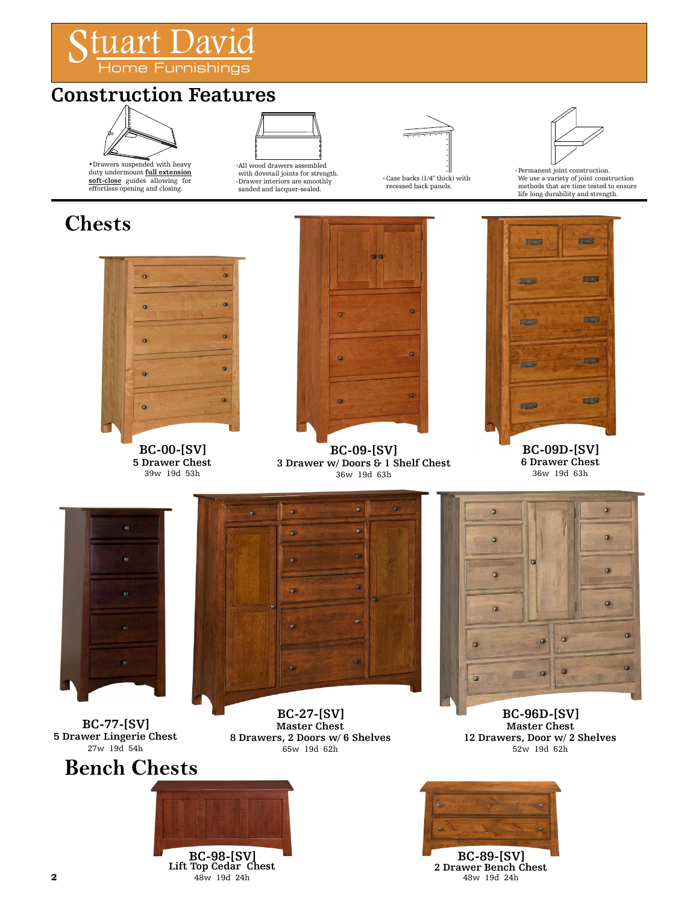# Stuart David

Home Furnishings

## Construction Features

- Drawers suspended with heavy duty undermount **full extension soft-close** guides allowing for effortless opening and closing.

- All wood drawers assembled with dovetail joints for strength.
- Drawer interiors are smoothly sanded and lacquer-sealed.

- Case backs (1/4" thick) with recessed back panels.

- Permanent joint construction. We use a variety of joint construction methods that are time tested to ensure life long durability and strength.

## Chests

**BC-00-[SV]**
**5 Drawer Chest**
39w 19d 53h

**BC-09-[SV]**
**3 Drawer w/ Doors & 1 Shelf Chest**
36w 19d 63h

**BC-09D-[SV]**
**6 Drawer Chest**
36w 19d 63h

**BC-77-[SV]**
**5 Drawer Lingerie Chest**
27w 19d 54h

**BC-27-[SV]**
**Master Chest**
**8 Drawers, 2 Doors w/ 6 Shelves**
65w 19d 62h

**BC-96D-[SV]**
**Master Chest**
**12 Drawers, Door w/ 2 Shelves**
52w 19d 62h

## Bench Chests

**BC-98-[SV]**
**Lift Top Cedar Chest**
48w 19d 24h

**BC-89-[SV]**
**2 Drawer Bench Chest**
48w 19d 24h